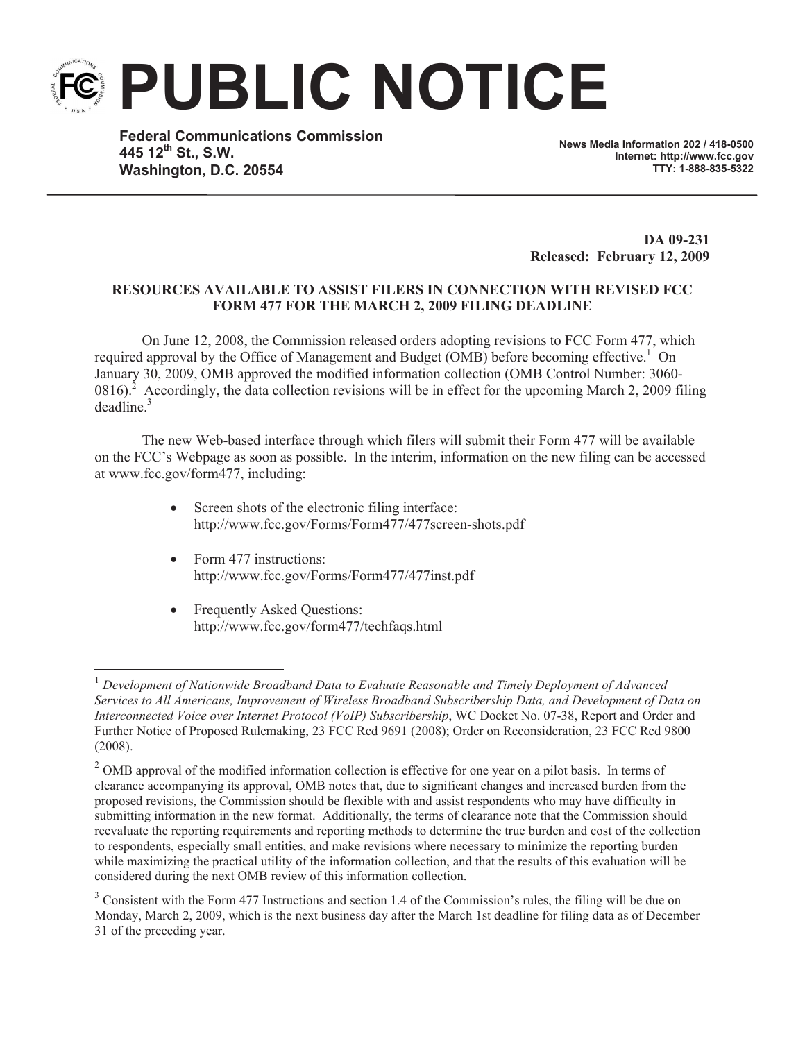# PUBLIC NOTICE

**Federal Communications Commission**
**445 12th St., S.W.**
**Washington, D.C. 20554**

**News Media Information 202 / 418-0500**
**Internet: http://www.fcc.gov**
**TTY: 1-888-835-5322**

**DA 09-231**
**Released: February 12, 2009**

**RESOURCES AVAILABLE TO ASSIST FILERS IN CONNECTION WITH REVISED FCC FORM 477 FOR THE MARCH 2, 2009 FILING DEADLINE**

On June 12, 2008, the Commission released orders adopting revisions to FCC Form 477, which required approval by the Office of Management and Budget (OMB) before becoming effective.[1] On January 30, 2009, OMB approved the modified information collection (OMB Control Number: 3060-0816).[2] Accordingly, the data collection revisions will be in effect for the upcoming March 2, 2009 filing deadline.[3]

The new Web-based interface through which filers will submit their Form 477 will be available on the FCC's Webpage as soon as possible. In the interim, information on the new filing can be accessed at www.fcc.gov/form477, including:

- Screen shots of the electronic filing interface: http://www.fcc.gov/Forms/Form477/477screen-shots.pdf
- Form 477 instructions: http://www.fcc.gov/Forms/Form477/477inst.pdf
- Frequently Asked Questions: http://www.fcc.gov/form477/techfaqs.html

---

[1] *Development of Nationwide Broadband Data to Evaluate Reasonable and Timely Deployment of Advanced Services to All Americans, Improvement of Wireless Broadband Subscribership Data, and Development of Data on Interconnected Voice over Internet Protocol (VoIP) Subscribership*, WC Docket No. 07-38, Report and Order and Further Notice of Proposed Rulemaking, 23 FCC Rcd 9691 (2008); Order on Reconsideration, 23 FCC Rcd 9800 (2008).

[2] OMB approval of the modified information collection is effective for one year on a pilot basis. In terms of clearance accompanying its approval, OMB notes that, due to significant changes and increased burden from the proposed revisions, the Commission should be flexible with and assist respondents who may have difficulty in submitting information in the new format. Additionally, the terms of clearance note that the Commission should reevaluate the reporting requirements and reporting methods to determine the true burden and cost of the collection to respondents, especially small entities, and make revisions where necessary to minimize the reporting burden while maximizing the practical utility of the information collection, and that the results of this evaluation will be considered during the next OMB review of this information collection.

[3] Consistent with the Form 477 Instructions and section 1.4 of the Commission's rules, the filing will be due on Monday, March 2, 2009, which is the next business day after the March 1st deadline for filing data as of December 31 of the preceding year.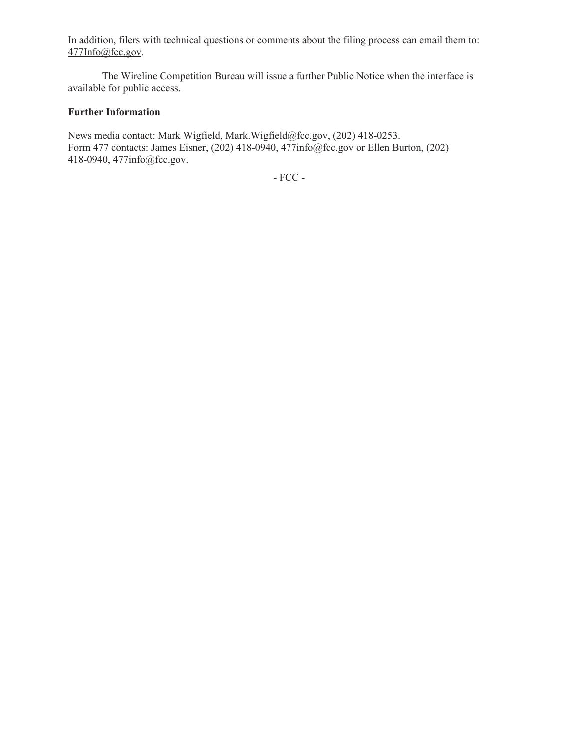In addition, filers with technical questions or comments about the filing process can email them to: 477Info@fcc.gov.

The Wireline Competition Bureau will issue a further Public Notice when the interface is available for public access.

**Further Information**

News media contact: Mark Wigfield, Mark.Wigfield@fcc.gov, (202) 418-0253.
Form 477 contacts: James Eisner, (202) 418-0940, 477info@fcc.gov or Ellen Burton, (202) 418-0940, 477info@fcc.gov.

- FCC -